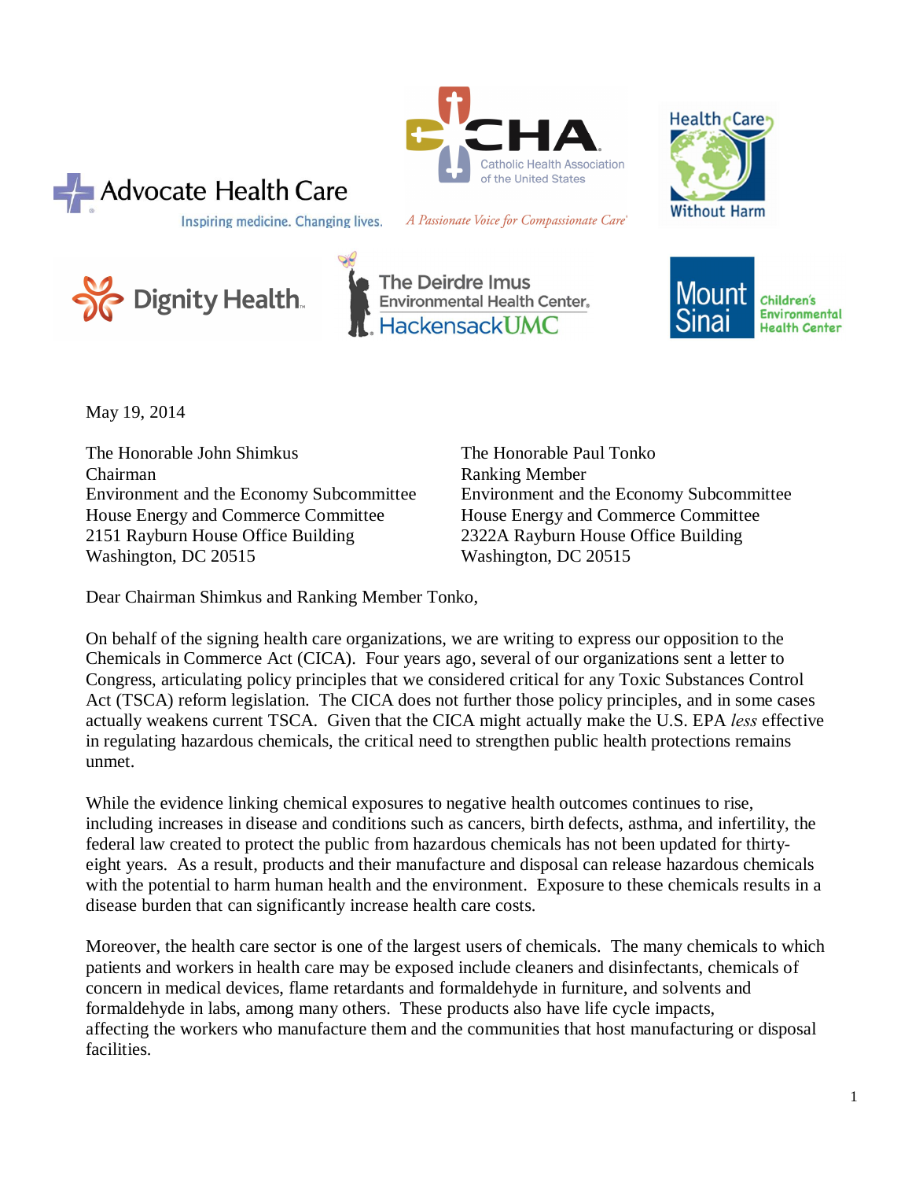Advocate Health Care

Inspiring medicine. Changing lives.

CHA Catholic Health Association of the United States

*A Passionate Voice for Compassionate Care*

Health Care Without Harm

Dignity Health

The Deirdre Imus Environmental Health Center. HackensackUMC

Mount Sinai Children's Environmental Health Center

May 19, 2014

The Honorable John Shimkus
Chairman
Environment and the Economy Subcommittee
House Energy and Commerce Committee
2151 Rayburn House Office Building
Washington, DC 20515

The Honorable Paul Tonko
Ranking Member
Environment and the Economy Subcommittee
House Energy and Commerce Committee
2322A Rayburn House Office Building
Washington, DC 20515

Dear Chairman Shimkus and Ranking Member Tonko,

On behalf of the signing health care organizations, we are writing to express our opposition to the Chemicals in Commerce Act (CICA). Four years ago, several of our organizations sent a letter to Congress, articulating policy principles that we considered critical for any Toxic Substances Control Act (TSCA) reform legislation. The CICA does not further those policy principles, and in some cases actually weakens current TSCA. Given that the CICA might actually make the U.S. EPA *less* effective in regulating hazardous chemicals, the critical need to strengthen public health protections remains unmet.

While the evidence linking chemical exposures to negative health outcomes continues to rise, including increases in disease and conditions such as cancers, birth defects, asthma, and infertility, the federal law created to protect the public from hazardous chemicals has not been updated for thirty-eight years. As a result, products and their manufacture and disposal can release hazardous chemicals with the potential to harm human health and the environment. Exposure to these chemicals results in a disease burden that can significantly increase health care costs.

Moreover, the health care sector is one of the largest users of chemicals. The many chemicals to which patients and workers in health care may be exposed include cleaners and disinfectants, chemicals of concern in medical devices, flame retardants and formaldehyde in furniture, and solvents and formaldehyde in labs, among many others. These products also have life cycle impacts, affecting the workers who manufacture them and the communities that host manufacturing or disposal facilities.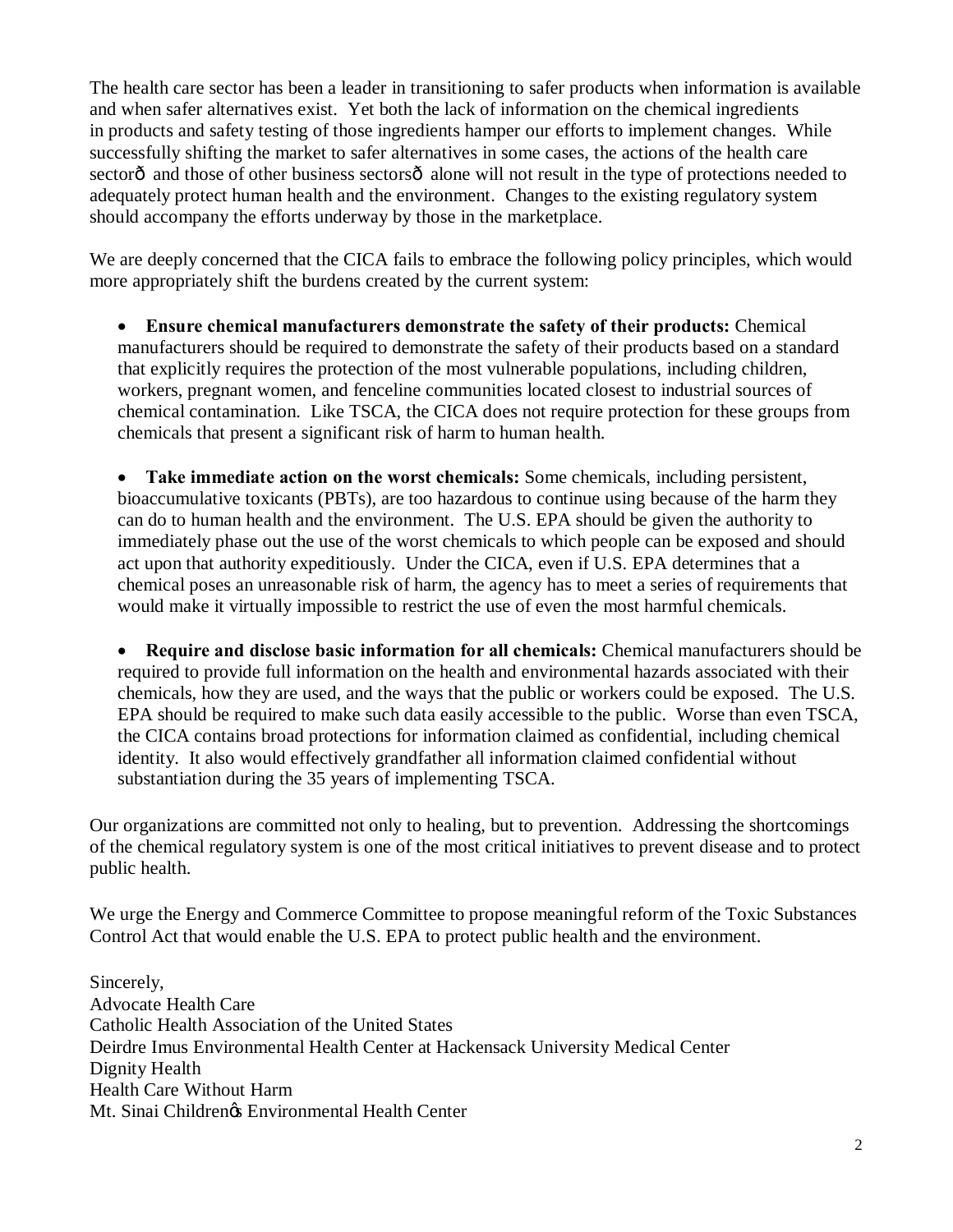The health care sector has been a leader in transitioning to safer products when information is available and when safer alternatives exist. Yet both the lack of information on the chemical ingredients in products and safety testing of those ingredients hamper our efforts to implement changes. While successfully shifting the market to safer alternatives in some cases, the actions of the health care sectorô and those of other business sectorsô alone will not result in the type of protections needed to adequately protect human health and the environment. Changes to the existing regulatory system should accompany the efforts underway by those in the marketplace.

We are deeply concerned that the CICA fails to embrace the following policy principles, which would more appropriately shift the burdens created by the current system:

- **Ensure chemical manufacturers demonstrate the safety of their products:** Chemical manufacturers should be required to demonstrate the safety of their products based on a standard that explicitly requires the protection of the most vulnerable populations, including children, workers, pregnant women, and fenceline communities located closest to industrial sources of chemical contamination. Like TSCA, the CICA does not require protection for these groups from chemicals that present a significant risk of harm to human health.

- **Take immediate action on the worst chemicals:** Some chemicals, including persistent, bioaccumulative toxicants (PBTs), are too hazardous to continue using because of the harm they can do to human health and the environment. The U.S. EPA should be given the authority to immediately phase out the use of the worst chemicals to which people can be exposed and should act upon that authority expeditiously. Under the CICA, even if U.S. EPA determines that a chemical poses an unreasonable risk of harm, the agency has to meet a series of requirements that would make it virtually impossible to restrict the use of even the most harmful chemicals.

- **Require and disclose basic information for all chemicals:** Chemical manufacturers should be required to provide full information on the health and environmental hazards associated with their chemicals, how they are used, and the ways that the public or workers could be exposed. The U.S. EPA should be required to make such data easily accessible to the public. Worse than even TSCA, the CICA contains broad protections for information claimed as confidential, including chemical identity. It also would effectively grandfather all information claimed confidential without substantiation during the 35 years of implementing TSCA.

Our organizations are committed not only to healing, but to prevention. Addressing the shortcomings of the chemical regulatory system is one of the most critical initiatives to prevent disease and to protect public health.

We urge the Energy and Commerce Committee to propose meaningful reform of the Toxic Substances Control Act that would enable the U.S. EPA to protect public health and the environment.

Sincerely,  
Advocate Health Care  
Catholic Health Association of the United States  
Deirdre Imus Environmental Health Center at Hackensack University Medical Center  
Dignity Health  
Health Care Without Harm  
Mt. Sinai Childrenøs Environmental Health Center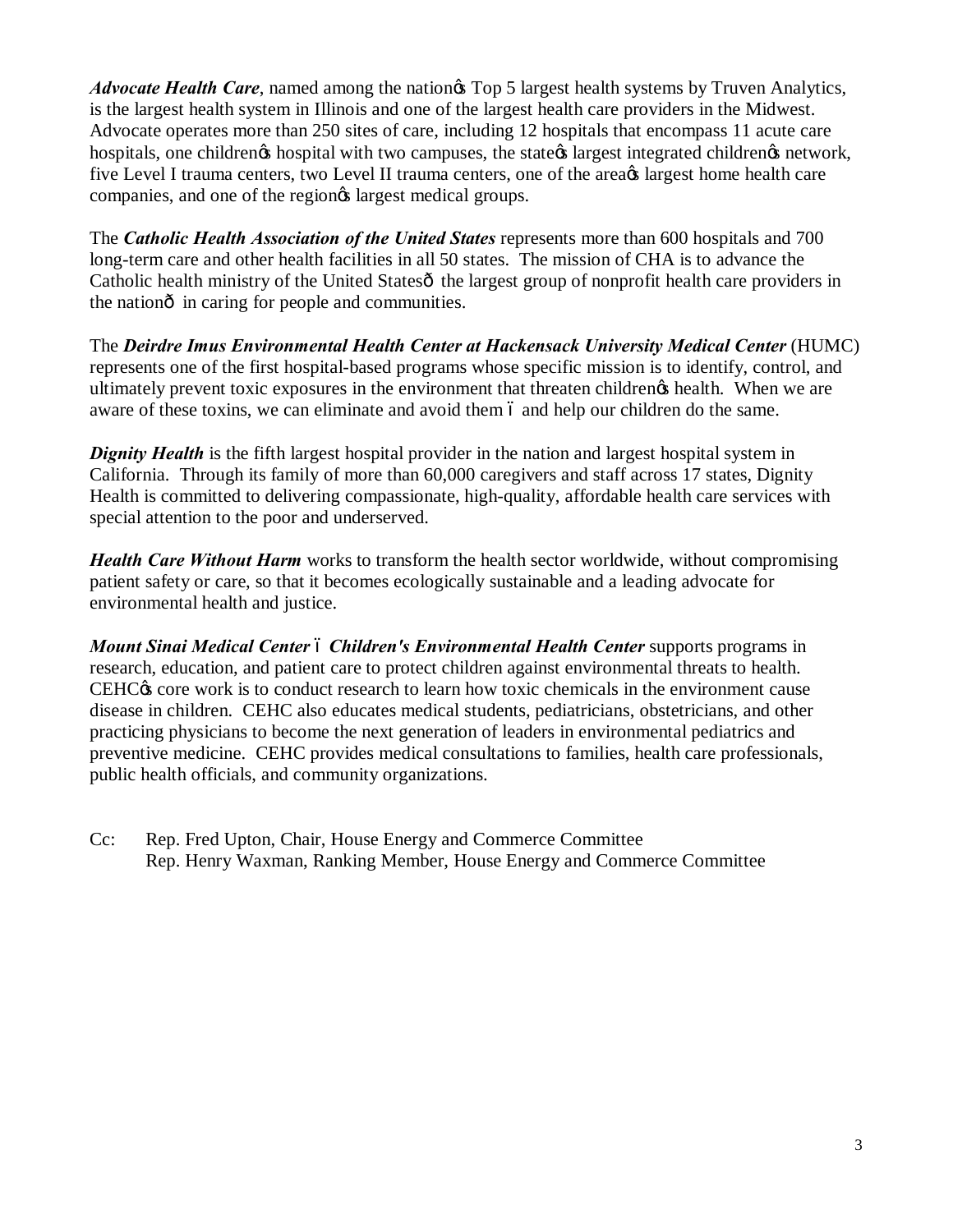***Advocate Health Care***, named among the nation's Top 5 largest health systems by Truven Analytics, is the largest health system in Illinois and one of the largest health care providers in the Midwest. Advocate operates more than 250 sites of care, including 12 hospitals that encompass 11 acute care hospitals, one children's hospital with two campuses, the state's largest integrated children's network, five Level I trauma centers, two Level II trauma centers, one of the area's largest home health care companies, and one of the region's largest medical groups.

The ***Catholic Health Association of the United States*** represents more than 600 hospitals and 700 long-term care and other health facilities in all 50 states. The mission of CHA is to advance the Catholic health ministry of the United States— the largest group of nonprofit health care providers in the nation— in caring for people and communities.

The ***Deirdre Imus Environmental Health Center at Hackensack University Medical Center*** (HUMC) represents one of the first hospital-based programs whose specific mission is to identify, control, and ultimately prevent toxic exposures in the environment that threaten children's health. When we are aware of these toxins, we can eliminate and avoid them – and help our children do the same.

***Dignity Health*** is the fifth largest hospital provider in the nation and largest hospital system in California. Through its family of more than 60,000 caregivers and staff across 17 states, Dignity Health is committed to delivering compassionate, high-quality, affordable health care services with special attention to the poor and underserved.

***Health Care Without Harm*** works to transform the health sector worldwide, without compromising patient safety or care, so that it becomes ecologically sustainable and a leading advocate for environmental health and justice.

***Mount Sinai Medical Center – Children's Environmental Health Center*** supports programs in research, education, and patient care to protect children against environmental threats to health. CEHC's core work is to conduct research to learn how toxic chemicals in the environment cause disease in children. CEHC also educates medical students, pediatricians, obstetricians, and other practicing physicians to become the next generation of leaders in environmental pediatrics and preventive medicine. CEHC provides medical consultations to families, health care professionals, public health officials, and community organizations.

Cc: Rep. Fred Upton, Chair, House Energy and Commerce Committee
Rep. Henry Waxman, Ranking Member, House Energy and Commerce Committee